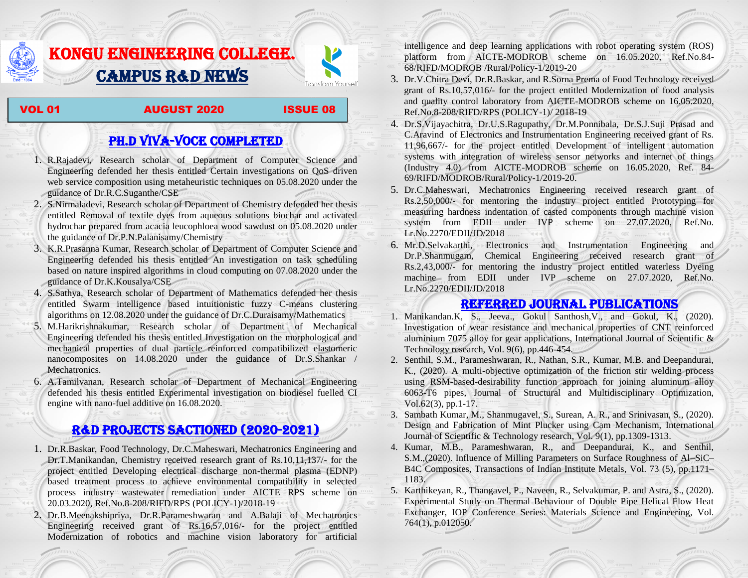# KONGU ENGINEERING COLLEGE.

# CAMPUS R&D NEWS

Transform Yourself

**VOL 01** **AUGUST 2020** **ISSUE 08**

## PH.D VIVA-VOCE COMPLETED

1. R.Rajadevi, Research scholar of Department of Computer Science and Engineering defended her thesis entitled Certain investigations on QoS driven web service composition using metaheuristic techniques on 05.08.2020 under the guidance of Dr.R.C.Suganthe/CSE
2. S.Nirmaladevi, Research scholar of Department of Chemistry defended her thesis entitled Removal of textile dyes from aqueous solutions biochar and activated hydrochar prepared from acacia leucophloea wood sawdust on 05.08.2020 under the guidance of Dr.P.N.Palanisamy/Chemistry
3. K.R.Prasanna Kumar, Research scholar of Department of Computer Science and Engineering defended his thesis entitled An investigation on task scheduling based on nature inspired algorithms in cloud computing on 07.08.2020 under the guidance of Dr.K.Kousalya/CSE
4. S.Sathya, Research scholar of Department of Mathematics defended her thesis entitled Swarm intelligence based intuitionistic fuzzy C-means clustering algorithms on 12.08.2020 under the guidance of Dr.C.Duraisamy/Mathematics
5. M.Harikrishnakumar, Research scholar of Department of Mechanical Engineering defended his thesis entitled Investigation on the morphological and mechanical properties of dual particle reinforced compatibilized elastomeric nanocomposites on 14.08.2020 under the guidance of Dr.S.Shankar / Mechatronics.
6. A.Tamilvanan, Research scholar of Department of Mechanical Engineering defended his thesis entitled Experimental investigation on biodiesel fuelled CI engine with nano-fuel additive on 16.08.2020.

## R&D PROJECTS SACTIONED (2020-2021)

1. Dr.R.Baskar, Food Technology, Dr.C.Maheswari, Mechatronics Engineering and Dr.T.Manikandan, Chemistry received research grant of Rs.10,11,137/- for the project entitled Developing electrical discharge non-thermal plasma (EDNP) based treatment process to achieve environmental compatibility in selected process industry wastewater remediation under AICTE RPS scheme on 20.03.2020, Ref.No.8-208/RIFD/RPS (POLICY-1)/2018-19
2. Dr.B.Meenakshipriya, Dr.R.Parameshwaran and A.Balaji of Mechatronics Engineering received grant of Rs.16,57,016/- for the project entitled Modernization of robotics and machine vision laboratory for artificial intelligence and deep learning applications with robot operating system (ROS) platform from AICTE-MODROB scheme on 16.05.2020, Ref.No.84-68/RIFD/MODROB /Rural/Policy-1/2019-20
3. Dr.V.Chitra Devi, Dr.R.Baskar, and R.Sorna Prema of Food Technology received grant of Rs.10,57,016/- for the project entitled Modernization of food analysis and quality control laboratory from AICTE-MODROB scheme on 16.05.2020, Ref.No.8-208/RIFD/RPS (POLICY-1)/ 2018-19
4. Dr.S.Vijayachitra, Dr.U.S.Ragupathy, Dr.M.Ponnibala, Dr.S.J.Suji Prasad and C.Aravind of Electronics and Instrumentation Engineering received grant of Rs. 11,96,667/- for the project entitled Development of intelligent automation systems with integration of wireless sensor networks and internet of things (Industry 4.0) from AICTE-MODROB scheme on 16.05.2020, Ref. 84-69/RIFD/MODROB/Rural/Policy-1/2019-20.
5. Dr.C.Maheswari, Mechatronics Engineering received research grant of Rs.2,50,000/- for mentoring the industry project entitled Prototyping for measuring hardness indentation of casted components through machine vision system from EDII under IVP scheme on 27.07.2020, Ref.No. Lr.No.2270/EDII/JD/2018
6. Mr.D.Selvakarthi, Electronics and Instrumentation Engineering and Dr.P.Shanmugam, Chemical Engineering received research grant of Rs.2,43,000/- for mentoring the industry project entitled waterless Dyeing machine from EDII under IVP scheme on 27.07.2020, Ref.No. Lr.No.2270/EDII/JD/2018

## REFERRED JOURNAL PUBLICATIONS

1. Manikandan.K, S., Jeeva., Gokul Santhosh,V., and Gokul, K., (2020). Investigation of wear resistance and mechanical properties of CNT reinforced aluminium 7075 alloy for gear applications, International Journal of Scientific & Technology research, Vol. 9(6), pp.446-454.
2. Senthil, S.M., Parameshwaran, R., Nathan, S.R., Kumar, M.B. and Deepandurai, K., (2020). A multi-objective optimization of the friction stir welding process using RSM-based-desirability function approach for joining aluminum alloy 6063-T6 pipes, Journal of Structural and Multidisciplinary Optimization, Vol.62(3), pp.1-17.
3. Sambath Kumar, M., Shanmugavel, S., Surean, A. R., and Srinivasan, S., (2020). Design and Fabrication of Mint Plucker using Cam Mechanism, International Journal of Scientific & Technology research, Vol. 9(1), pp.1309-1313.
4. Kumar, M.B., Parameshwaran, R., and Deepandurai, K., and Senthil, S.M.,(2020). Influence of Milling Parameters on Surface Roughness of Al–SiC–B4C Composites, Transactions of Indian Institute Metals, Vol. 73 (5), pp.1171–1183.
5. Karthikeyan, R., Thangavel, P., Naveen, R., Selvakumar, P. and Astra, S., (2020). Experimental Study on Thermal Behaviour of Double Pipe Helical Flow Heat Exchanger, IOP Conference Series: Materials Science and Engineering, Vol. 764(1), p.012050.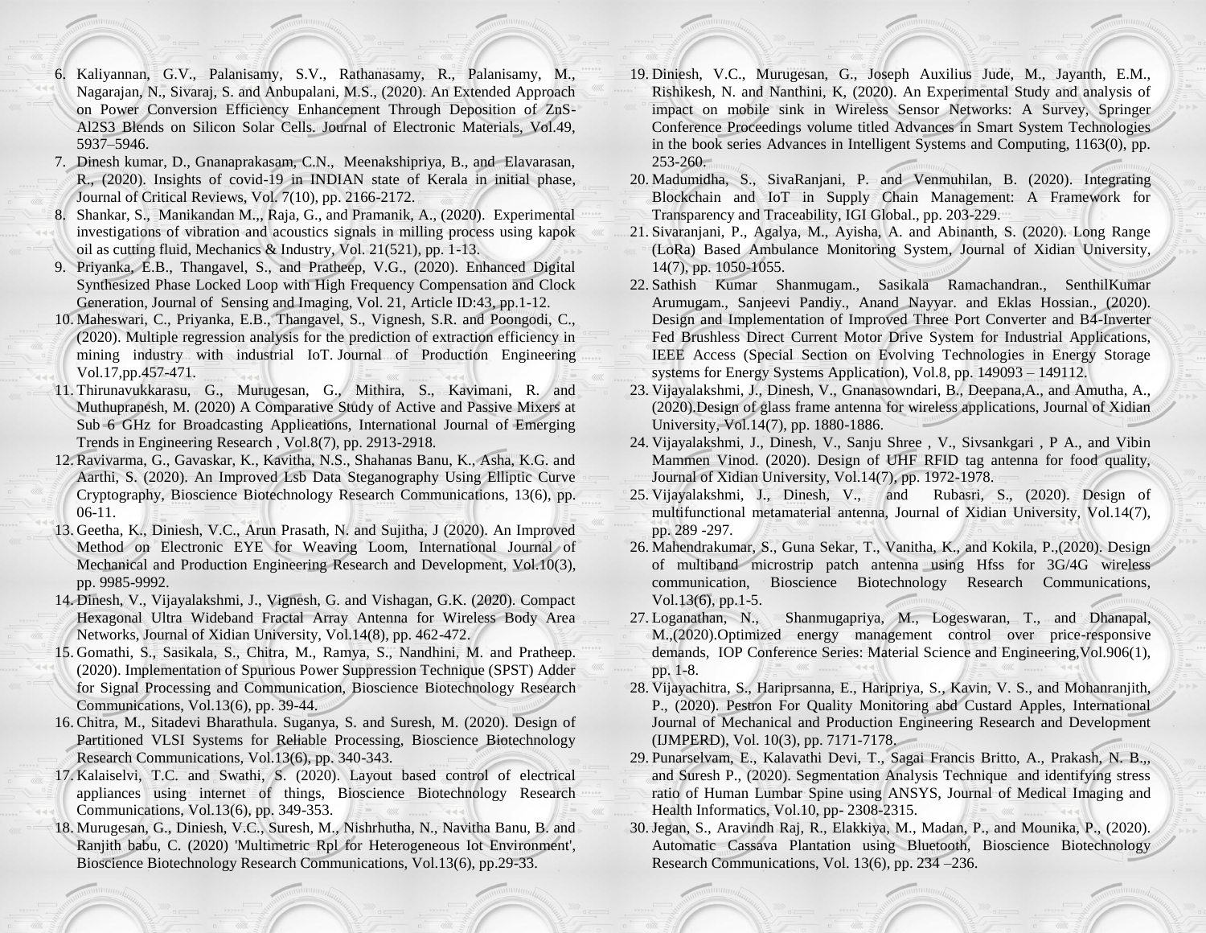6. Kaliyannan, G.V., Palanisamy, S.V., Rathanasamy, R., Palanisamy, M., Nagarajan, N., Sivaraj, S. and Anbupalani, M.S., (2020). An Extended Approach on Power Conversion Efficiency Enhancement Through Deposition of ZnS-Al2S3 Blends on Silicon Solar Cells. Journal of Electronic Materials, Vol.49, 5937–5946.
7. Dinesh kumar, D., Gnanaprakasam, C.N., Meenakshipriya, B., and Elavarasan, R., (2020). Insights of covid-19 in INDIAN state of Kerala in initial phase, Journal of Critical Reviews, Vol. 7(10), pp. 2166-2172.
8. Shankar, S., Manikandan M.,, Raja, G., and Pramanik, A., (2020). Experimental investigations of vibration and acoustics signals in milling process using kapok oil as cutting fluid, Mechanics & Industry, Vol. 21(521), pp. 1-13.
9. Priyanka, E.B., Thangavel, S., and Pratheep, V.G., (2020). Enhanced Digital Synthesized Phase Locked Loop with High Frequency Compensation and Clock Generation, Journal of Sensing and Imaging, Vol. 21, Article ID:43, pp.1-12.
10. Maheswari, C., Priyanka, E.B., Thangavel, S., Vignesh, S.R. and Poongodi, C., (2020). Multiple regression analysis for the prediction of extraction efficiency in mining industry with industrial IoT. Journal of Production Engineering Vol.17,pp.457-471.
11. Thirunavukkarasu, G., Murugesan, G., Mithira, S., Kavimani, R. and Muthupranesh, M. (2020) A Comparative Study of Active and Passive Mixers at Sub 6 GHz for Broadcasting Applications, International Journal of Emerging Trends in Engineering Research , Vol.8(7), pp. 2913-2918.
12. Ravivarma, G., Gavaskar, K., Kavitha, N.S., Shahanas Banu, K., Asha, K.G. and Aarthi, S. (2020). An Improved Lsb Data Steganography Using Elliptic Curve Cryptography, Bioscience Biotechnology Research Communications, 13(6), pp. 06-11.
13. Geetha, K., Diniesh, V.C., Arun Prasath, N. and Sujitha, J (2020). An Improved Method on Electronic EYE for Weaving Loom, International Journal of Mechanical and Production Engineering Research and Development, Vol.10(3), pp. 9985-9992.
14. Dinesh, V., Vijayalakshmi, J., Vignesh, G. and Vishagan, G.K. (2020). Compact Hexagonal Ultra Wideband Fractal Array Antenna for Wireless Body Area Networks, Journal of Xidian University, Vol.14(8), pp. 462-472.
15. Gomathi, S., Sasikala, S., Chitra, M., Ramya, S., Nandhini, M. and Pratheep. (2020). Implementation of Spurious Power Suppression Technique (SPST) Adder for Signal Processing and Communication, Bioscience Biotechnology Research Communications, Vol.13(6), pp. 39-44.
16. Chitra, M., Sitadevi Bharathula. Suganya, S. and Suresh, M. (2020). Design of Partitioned VLSI Systems for Reliable Processing, Bioscience Biotechnology Research Communications, Vol.13(6), pp. 340-343.
17. Kalaiselvi, T.C. and Swathi, S. (2020). Layout based control of electrical appliances using internet of things, Bioscience Biotechnology Research Communications, Vol.13(6), pp. 349-353.
18. Murugesan, G., Diniesh, V.C., Suresh, M., Nishrhutha, N., Navitha Banu, B. and Ranjith babu, C. (2020) 'Multimetric Rpl for Heterogeneous Iot Environment', Bioscience Biotechnology Research Communications, Vol.13(6), pp.29-33.
19. Diniesh, V.C., Murugesan, G., Joseph Auxilius Jude, M., Jayanth, E.M., Rishikesh, N. and Nanthini, K, (2020). An Experimental Study and analysis of impact on mobile sink in Wireless Sensor Networks: A Survey, Springer Conference Proceedings volume titled Advances in Smart System Technologies in the book series Advances in Intelligent Systems and Computing, 1163(0), pp. 253-260.
20. Madumidha, S., SivaRanjani, P. and Venmuhilan, B. (2020). Integrating Blockchain and IoT in Supply Chain Management: A Framework for Transparency and Traceability, IGI Global., pp. 203-229.
21. Sivaranjani, P., Agalya, M., Ayisha, A. and Abinanth, S. (2020). Long Range (LoRa) Based Ambulance Monitoring System, Journal of Xidian University, 14(7), pp. 1050-1055.
22. Sathish Kumar Shanmugam., Sasikala Ramachandran., SenthilKumar Arumugam., Sanjeevi Pandiy., Anand Nayyar. and Eklas Hossian., (2020). Design and Implementation of Improved Three Port Converter and B4-Inverter Fed Brushless Direct Current Motor Drive System for Industrial Applications, IEEE Access (Special Section on Evolving Technologies in Energy Storage systems for Energy Systems Application), Vol.8, pp. 149093 – 149112.
23. Vijayalakshmi, J., Dinesh, V., Gnanasowndari, B., Deepana,A., and Amutha, A., (2020).Design of glass frame antenna for wireless applications, Journal of Xidian University, Vol.14(7), pp. 1880-1886.
24. Vijayalakshmi, J., Dinesh, V., Sanju Shree , V., Sivsankgari , P A., and Vibin Mammen Vinod. (2020). Design of UHF RFID tag antenna for food quality, Journal of Xidian University, Vol.14(7), pp. 1972-1978.
25. Vijayalakshmi, J., Dinesh, V., and Rubasri, S., (2020). Design of multifunctional metamaterial antenna, Journal of Xidian University, Vol.14(7), pp. 289 -297.
26. Mahendrakumar, S., Guna Sekar, T., Vanitha, K., and Kokila, P.,(2020). Design of multiband microstrip patch antenna using Hfss for 3G/4G wireless communication, Bioscience Biotechnology Research Communications, Vol.13(6), pp.1-5.
27. Loganathan, N., Shanmugapriya, M., Logeswaran, T., and Dhanapal, M.,(2020).Optimized energy management control over price-responsive demands, IOP Conference Series: Material Science and Engineering,Vol.906(1), pp. 1-8.
28. Vijayachitra, S., Hariprsanna, E., Haripriya, S., Kavin, V. S., and Mohanranjith, P., (2020). Pestron For Quality Monitoring abd Custard Apples, International Journal of Mechanical and Production Engineering Research and Development (IJMPERD), Vol. 10(3), pp. 7171-7178.
29. Punarselvam, E., Kalavathi Devi, T., Sagai Francis Britto, A., Prakash, N. B.,, and Suresh P., (2020). Segmentation Analysis Technique and identifying stress ratio of Human Lumbar Spine using ANSYS, Journal of Medical Imaging and Health Informatics, Vol.10, pp- 2308-2315.
30. Jegan, S., Aravindh Raj, R., Elakkiya, M., Madan, P., and Mounika, P., (2020). Automatic Cassava Plantation using Bluetooth, Bioscience Biotechnology Research Communications, Vol. 13(6), pp. 234 –236.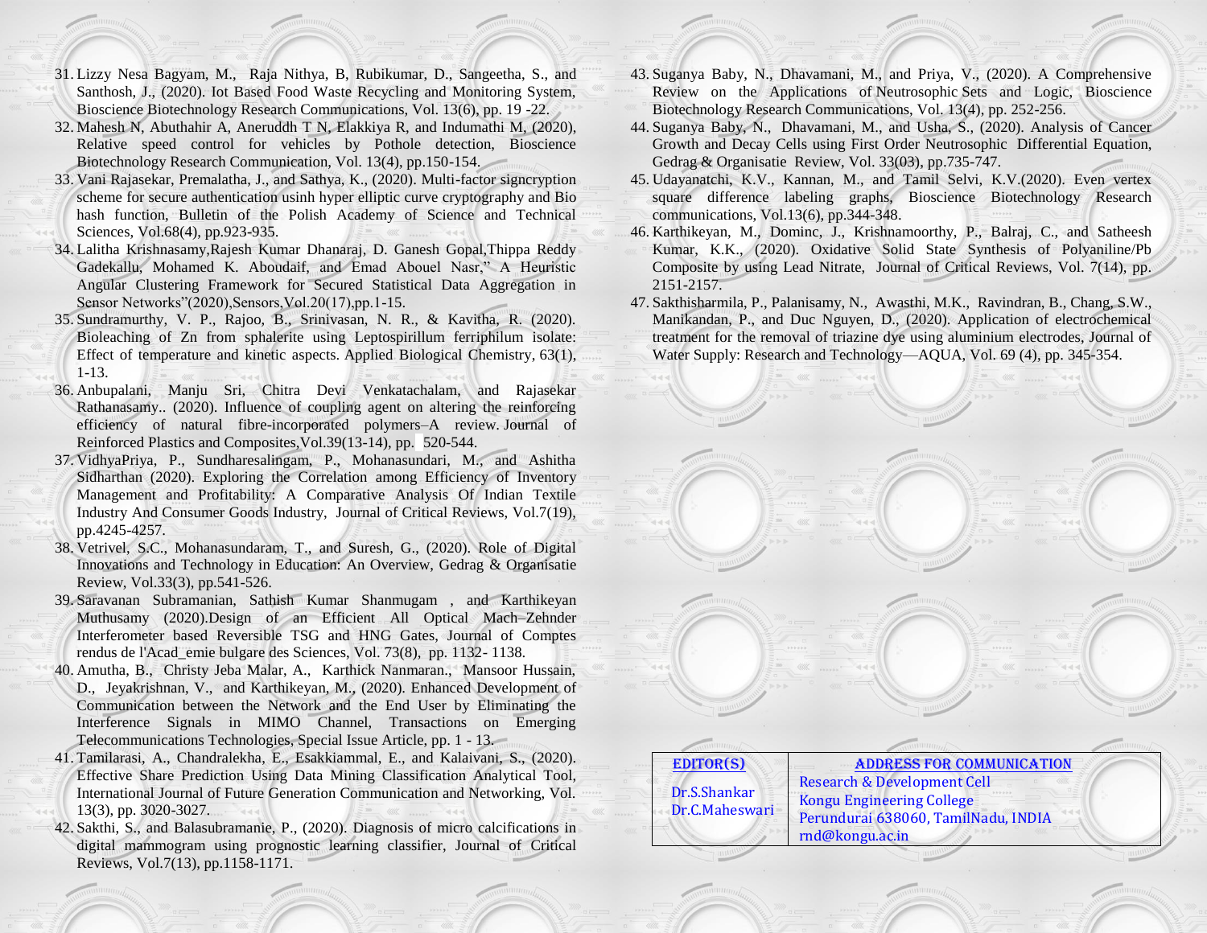31. Lizzy Nesa Bagyam, M., Raja Nithya, B, Rubikumar, D., Sangeetha, S., and Santhosh, J., (2020). Iot Based Food Waste Recycling and Monitoring System, Bioscience Biotechnology Research Communications, Vol. 13(6), pp. 19 -22.
32. Mahesh N, Abuthahir A, Aneruddh T N, Elakkiya R, and Indumathi M, (2020), Relative speed control for vehicles by Pothole detection, Bioscience Biotechnology Research Communication, Vol. 13(4), pp.150-154.
33. Vani Rajasekar, Premalatha, J., and Sathya, K., (2020). Multi-factor signcryption scheme for secure authentication usinh hyper elliptic curve cryptography and Bio hash function, Bulletin of the Polish Academy of Science and Technical Sciences, Vol.68(4), pp.923-935.
34. Lalitha Krishnasamy,Rajesh Kumar Dhanaraj, D. Ganesh Gopal,Thippa Reddy Gadekallu, Mohamed K. Aboudaif, and Emad Abouel Nasr," A Heuristic Angular Clustering Framework for Secured Statistical Data Aggregation in Sensor Networks"(2020),Sensors,Vol.20(17),pp.1-15.
35. Sundramurthy, V. P., Rajoo, B., Srinivasan, N. R., & Kavitha, R. (2020). Bioleaching of Zn from sphalerite using Leptospirillum ferriphilum isolate: Effect of temperature and kinetic aspects. Applied Biological Chemistry, 63(1), 1-13.
36. Anbupalani, Manju Sri, Chitra Devi Venkatachalam, and Rajasekar Rathanasamy.. (2020). Influence of coupling agent on altering the reinforcing efficiency of natural fibre-incorporated polymers–A review. Journal of Reinforced Plastics and Composites,Vol.39(13-14), pp. 520-544.
37. VidhyaPriya, P., Sundharesalingam, P., Mohanasundari, M., and Ashitha Sidharthan (2020). Exploring the Correlation among Efficiency of Inventory Management and Profitability: A Comparative Analysis Of Indian Textile Industry And Consumer Goods Industry, Journal of Critical Reviews, Vol.7(19), pp.4245-4257.
38. Vetrivel, S.C., Mohanasundaram, T., and Suresh, G., (2020). Role of Digital Innovations and Technology in Education: An Overview, Gedrag & Organisatie Review, Vol.33(3), pp.541-526.
39. Saravanan Subramanian, Sathish Kumar Shanmugam , and Karthikeyan Muthusamy (2020).Design of an Efficient All Optical Mach–Zehnder Interferometer based Reversible TSG and HNG Gates, Journal of Comptes rendus de l'Acad_emie bulgare des Sciences, Vol. 73(8), pp. 1132- 1138.
40. Amutha, B., Christy Jeba Malar, A., Karthick Nanmaran., Mansoor Hussain, D., Jeyakrishnan, V., and Karthikeyan, M., (2020). Enhanced Development of Communication between the Network and the End User by Eliminating the Interference Signals in MIMO Channel, Transactions on Emerging Telecommunications Technologies, Special Issue Article, pp. 1 - 13.
41. Tamilarasi, A., Chandralekha, E., Esakkiammal, E., and Kalaivani, S., (2020). Effective Share Prediction Using Data Mining Classification Analytical Tool, International Journal of Future Generation Communication and Networking, Vol. 13(3), pp. 3020-3027.
42. Sakthi, S., and Balasubramanie, P., (2020). Diagnosis of micro calcifications in digital mammogram using prognostic learning classifier, Journal of Critical Reviews, Vol.7(13), pp.1158-1171.
43. Suganya Baby, N., Dhavamani, M., and Priya, V., (2020). A Comprehensive Review on the Applications of Neutrosophic Sets and Logic, Bioscience Biotechnology Research Communications, Vol. 13(4), pp. 252-256.
44. Suganya Baby, N., Dhavamani, M., and Usha, S., (2020). Analysis of Cancer Growth and Decay Cells using First Order Neutrosophic Differential Equation, Gedrag & Organisatie Review, Vol. 33(03), pp.735-747.
45. Udayanatchi, K.V., Kannan, M., and Tamil Selvi, K.V.(2020). Even vertex square difference labeling graphs, Bioscience Biotechnology Research communications, Vol.13(6), pp.344-348.
46. Karthikeyan, M., Dominc, J., Krishnamoorthy, P., Balraj, C., and Satheesh Kumar, K.K., (2020). Oxidative Solid State Synthesis of Polyaniline/Pb Composite by using Lead Nitrate, Journal of Critical Reviews, Vol. 7(14), pp. 2151-2157.
47. Sakthisharmila, P., Palanisamy, N., Awasthi, M.K., Ravindran, B., Chang, S.W., Manikandan, P., and Duc Nguyen, D., (2020). Application of electrochemical treatment for the removal of triazine dye using aluminium electrodes, Journal of Water Supply: Research and Technology—AQUA, Vol. 69 (4), pp. 345-354.

| EDITOR(S) | ADDRESS FOR COMMUNICATION |
| --- | --- |
| Dr.S.Shankar<br>Dr.C.Maheswari | Research & Development Cell<br>Kongu Engineering College<br>Perundurai 638060, TamilNadu, INDIA<br>rnd@kongu.ac.in |